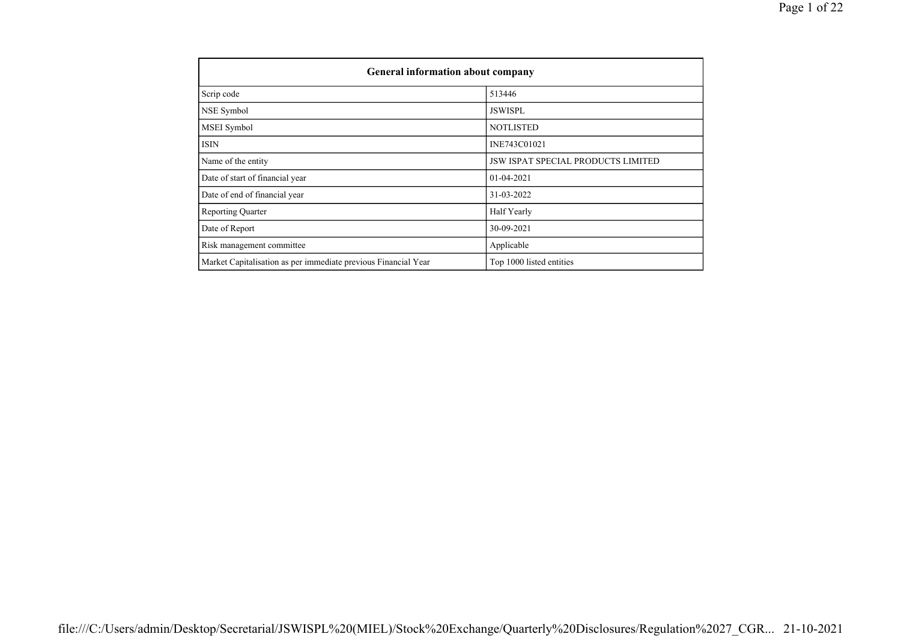| General information about company | |
|---|---|
| Scrip code | 513446 |
| NSE Symbol | JSWISPL |
| MSEI Symbol | NOTLISTED |
| ISIN | INE743C01021 |
| Name of the entity | JSW ISPAT SPECIAL PRODUCTS LIMITED |
| Date of start of financial year | 01-04-2021 |
| Date of end of financial year | 31-03-2022 |
| Reporting Quarter | Half Yearly |
| Date of Report | 30-09-2021 |
| Risk management committee | Applicable |
| Market Capitalisation as per immediate previous Financial Year | Top 1000 listed entities |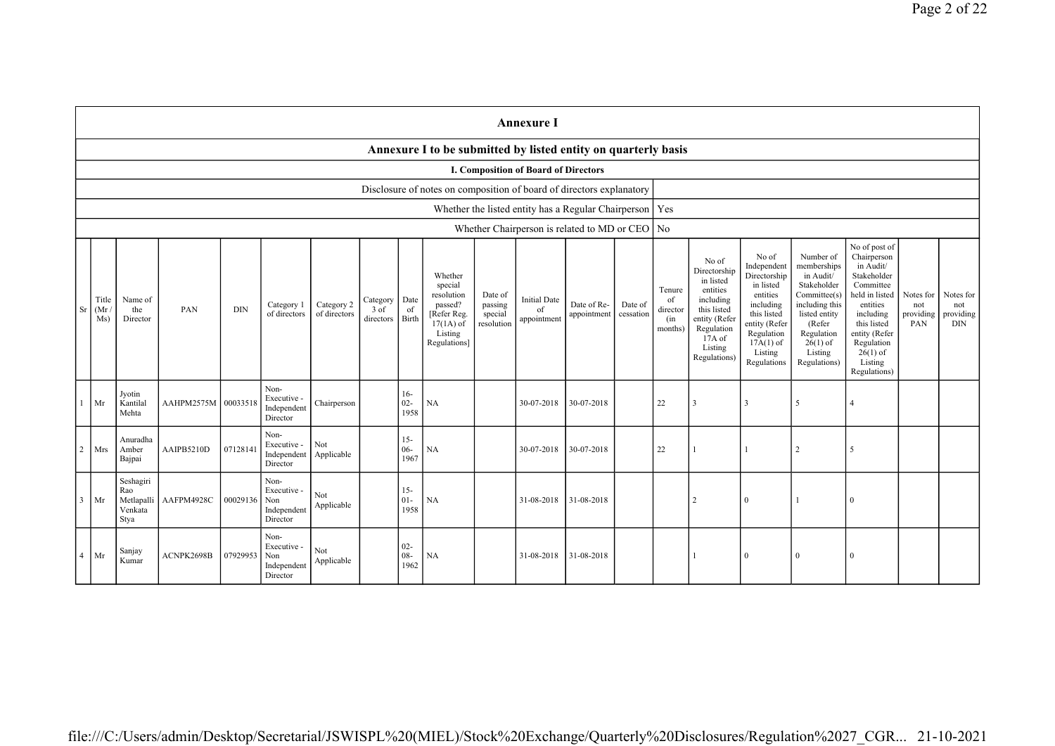## Annexure I

### Annexure I to be submitted by listed entity on quarterly basis

#### I. Composition of Board of Directors

| Disclosure of notes on composition of board of directors explanatory | |
|---|---|
| Whether the listed entity has a Regular Chairperson | Yes |
| Whether Chairperson is related to MD or CEO | No |

| Sr | Title (Mr / Ms) | Name of the Director | PAN | DIN | Category 1 of directors | Category 2 of directors | Category 3 of directors | Date of Birth | Whether special resolution passed? [Refer Reg. 17(1A) of Listing Regulations] | Date of passing special resolution | Initial Date of appointment | Date of Re-appointment | Date of cessation | Tenure of director (in months) | No of Directorship in listed entities including this listed entity (Refer Regulation 17A of Listing Regulations) | No of Independent Directorship in listed entities including this listed entity (Refer Regulation 17A(1) of Listing Regulations | Number of memberships in Audit/ Stakeholder Committee(s) including this listed entity (Refer Regulation 26(1) of Listing Regulations) | No of post of Chairperson in Audit/ Stakeholder Committee held in listed entities including this listed entity (Refer Regulation 26(1) of Listing Regulations) | Notes for not providing PAN | Notes for not providing DIN |
|---|---|---|---|---|---|---|---|---|---|---|---|---|---|---|---|---|---|---|---|---|
| 1 | Mr | Jyotin Kantilal Mehta | AAHPM2575M | 00033518 | Non-Executive - Independent Director | Chairperson | | 16-02-1958 | NA | | 30-07-2018 | 30-07-2018 | | 22 | 3 | 3 | 5 | 4 | | |
| 2 | Mrs | Anuradha Amber Bajpai | AAIPB5210D | 07128141 | Non-Executive - Independent Director | Not Applicable | | 15-06-1967 | NA | | 30-07-2018 | 30-07-2018 | | 22 | 1 | 1 | 2 | 5 | | |
| 3 | Mr | Seshagiri Rao Metlapalli Venkata Stya | AAFPM4928C | 00029136 | Non-Executive - Non Independent Director | Not Applicable | | 15-01-1958 | NA | | 31-08-2018 | 31-08-2018 | | | 2 | 0 | 1 | 0 | | |
| 4 | Mr | Sanjay Kumar | ACNPK2698B | 07929953 | Non-Executive - Non Independent Director | Not Applicable | | 02-08-1962 | NA | | 31-08-2018 | 31-08-2018 | | | 1 | 0 | 0 | 0 | | |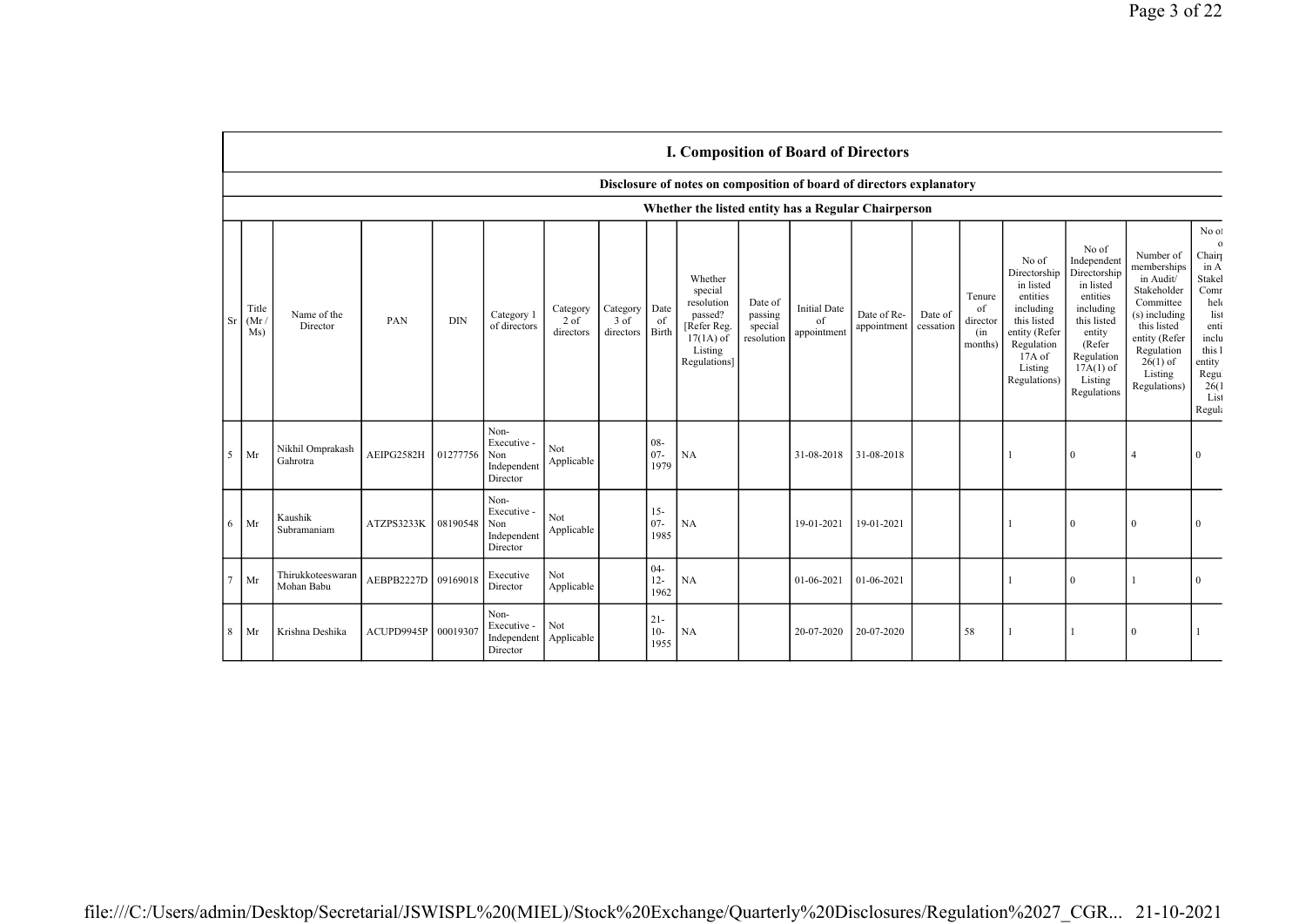## I. Composition of Board of Directors

**Disclosure of notes on composition of board of directors explanatory**

**Whether the listed entity has a Regular Chairperson**

| Sr | Title (Mr / Ms) | Name of the Director | PAN | DIN | Category 1 of directors | Category 2 of directors | Category 3 of directors | Date of Birth | Whether special resolution passed? [Refer Reg. 17(1A) of Listing Regulations] | Date of passing special resolution | Initial Date of appointment | Date of Re-appointment | Date of cessation | Tenure of director (in months) | No of Directorship in listed entities including this listed entity (Refer Regulation 17A of Listing Regulations) | No of Independent Directorship in listed entities including this listed entity (Refer Regulation 17A(1) of Listing Regulations | Number of memberships in Audit/ Stakeholder Committee (s) including this listed entity (Refer Regulation 26(1) of Listing Regulations) | No of post of Chairp in A Stakel Comm held list enti inclu this l entity Regu 26(1 List Regula |
|---|---|---|---|---|---|---|---|---|---|---|---|---|---|---|---|---|---|---|
| 5 | Mr | Nikhil Omprakash Gahrotra | AEIPG2582H | 01277756 | Non-Executive - Non Independent Director | Not Applicable | | 08-07-1979 | NA | | 31-08-2018 | 31-08-2018 | | | 1 | 0 | 4 | 0 |
| 6 | Mr | Kaushik Subramaniam | ATZPS3233K | 08190548 | Non-Executive - Non Independent Director | Not Applicable | | 15-07-1985 | NA | | 19-01-2021 | 19-01-2021 | | | 1 | 0 | 0 | 0 |
| 7 | Mr | Thirukkoteeswaran Mohan Babu | AEBPB2227D | 09169018 | Executive Director | Not Applicable | | 04-12-1962 | NA | | 01-06-2021 | 01-06-2021 | | | 1 | 0 | 1 | 0 |
| 8 | Mr | Krishna Deshika | ACUPD9945P | 00019307 | Non-Executive - Independent Director | Not Applicable | | 21-10-1955 | NA | | 20-07-2020 | 20-07-2020 | | 58 | 1 | 1 | 0 | 1 |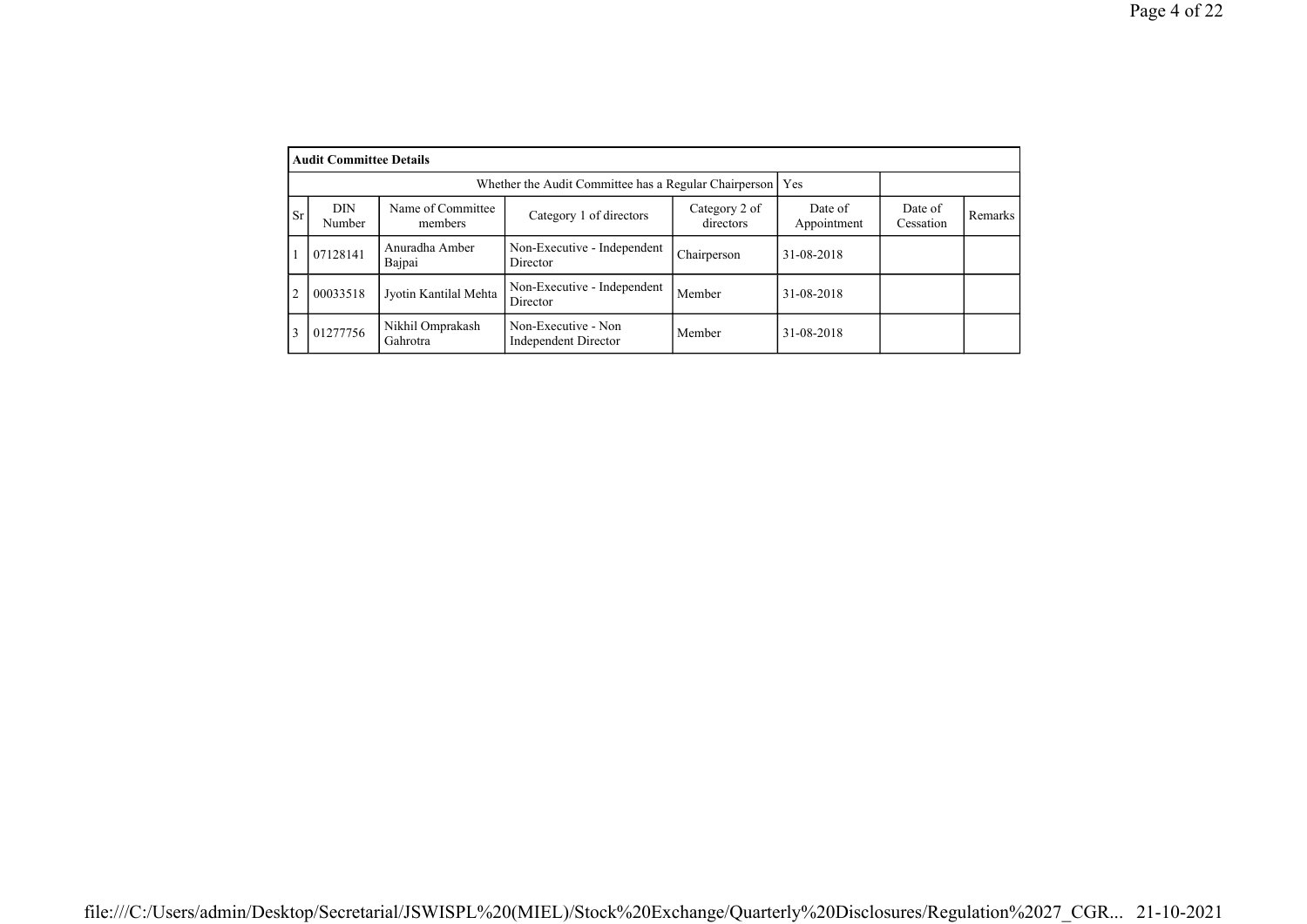| Audit Committee Details | | | | | | | |
|---|---|---|---|---|---|---|---|
| Whether the Audit Committee has a Regular Chairperson | | | | | Yes | | |
| Sr | DIN Number | Name of Committee members | Category 1 of directors | Category 2 of directors | Date of Appointment | Date of Cessation | Remarks |
| 1 | 07128141 | Anuradha Amber Bajpai | Non-Executive - Independent Director | Chairperson | 31-08-2018 | | |
| 2 | 00033518 | Jyotin Kantilal Mehta | Non-Executive - Independent Director | Member | 31-08-2018 | | |
| 3 | 01277756 | Nikhil Omprakash Gahrotra | Non-Executive - Non Independent Director | Member | 31-08-2018 | | |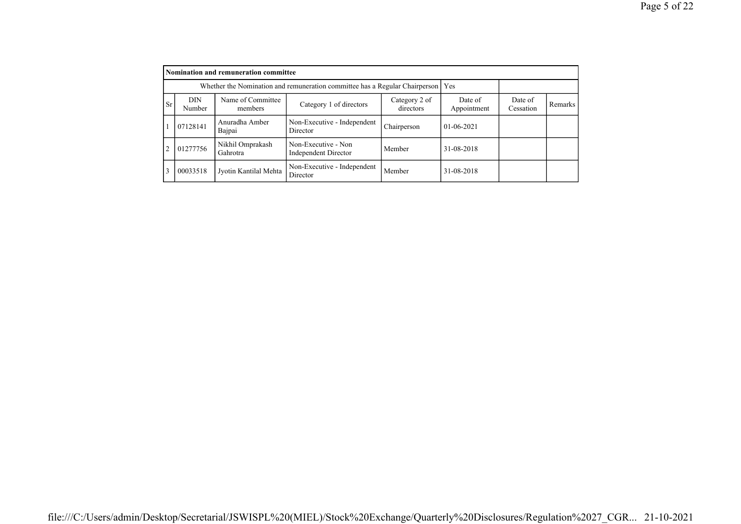| Nomination and remuneration committee | | | | | | | |
|---|---|---|---|---|---|---|---|
| Whether the Nomination and remuneration committee has a Regular Chairperson | | | | | Yes | | |
| Sr | DIN Number | Name of Committee members | Category 1 of directors | Category 2 of directors | Date of Appointment | Date of Cessation | Remarks |
| 1 | 07128141 | Anuradha Amber Bajpai | Non-Executive - Independent Director | Chairperson | 01-06-2021 | | |
| 2 | 01277756 | Nikhil Omprakash Gahrotra | Non-Executive - Non Independent Director | Member | 31-08-2018 | | |
| 3 | 00033518 | Jyotin Kantilal Mehta | Non-Executive - Independent Director | Member | 31-08-2018 | | |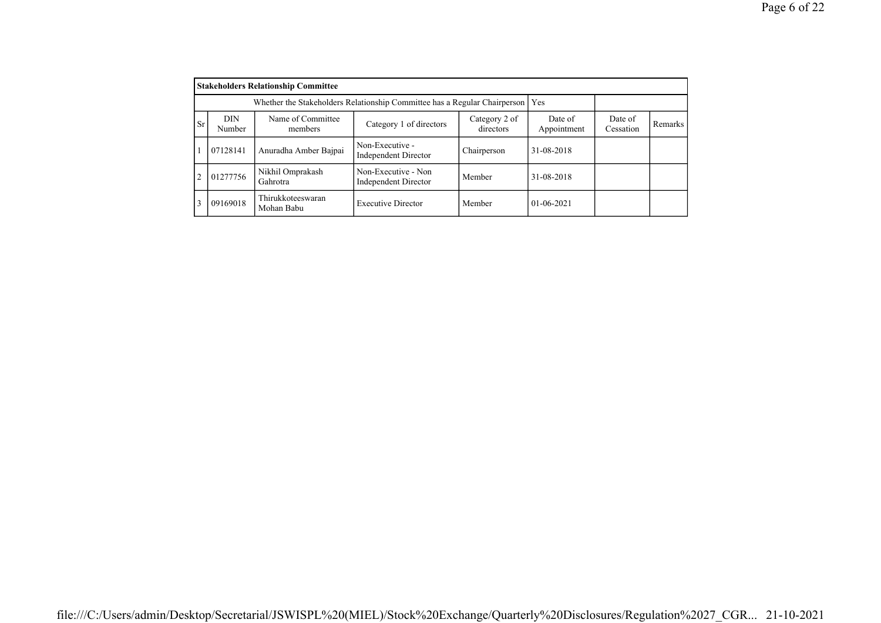| Stakeholders Relationship Committee | | | | | | | |
|---|---|---|---|---|---|---|---|
| Whether the Stakeholders Relationship Committee has a Regular Chairperson | | | | | Yes | | |
| Sr | DIN Number | Name of Committee members | Category 1 of directors | Category 2 of directors | Date of Appointment | Date of Cessation | Remarks |
| 1 | 07128141 | Anuradha Amber Bajpai | Non-Executive - Independent Director | Chairperson | 31-08-2018 | | |
| 2 | 01277756 | Nikhil Omprakash Gahrotra | Non-Executive - Non Independent Director | Member | 31-08-2018 | | |
| 3 | 09169018 | Thirukkoteeswaran Mohan Babu | Executive Director | Member | 01-06-2021 | | |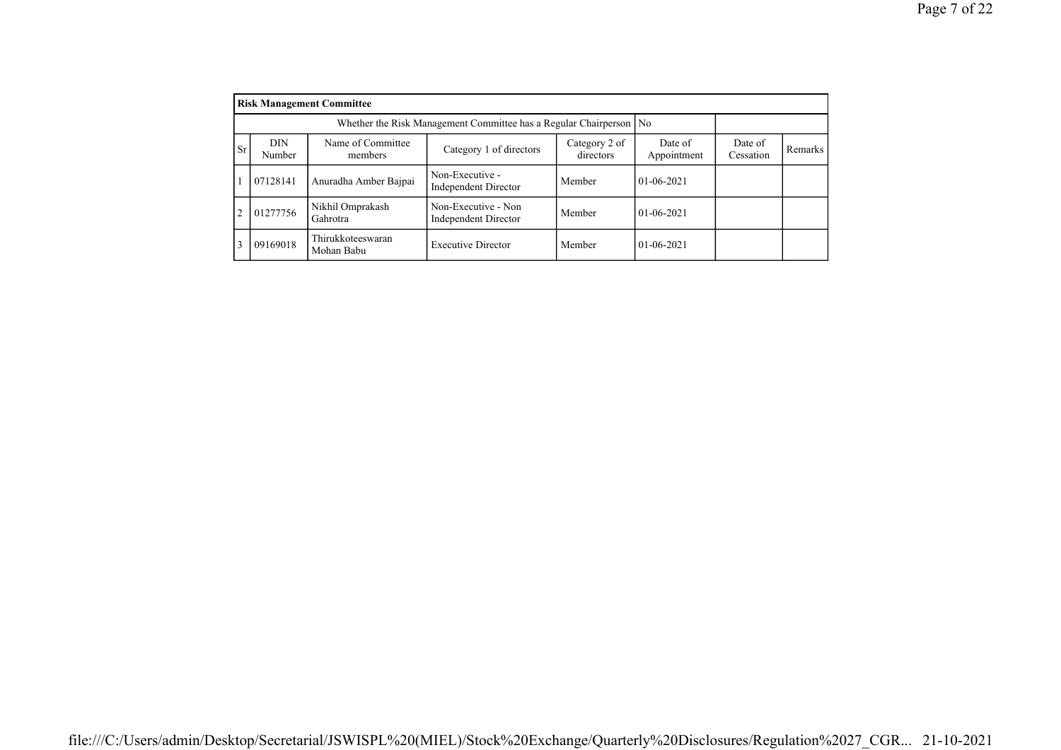| **Risk Management Committee** | | | | | | | |
|---|---|---|---|---|---|---|---|
| Whether the Risk Management Committee has a Regular Chairperson | | | | | No | | |
| Sr | DIN Number | Name of Committee members | Category 1 of directors | Category 2 of directors | Date of Appointment | Date of Cessation | Remarks |
| 1 | 07128141 | Anuradha Amber Bajpai | Non-Executive - Independent Director | Member | 01-06-2021 | | |
| 2 | 01277756 | Nikhil Omprakash Gahrotra | Non-Executive - Non Independent Director | Member | 01-06-2021 | | |
| 3 | 09169018 | Thirukkoteeswaran Mohan Babu | Executive Director | Member | 01-06-2021 | | |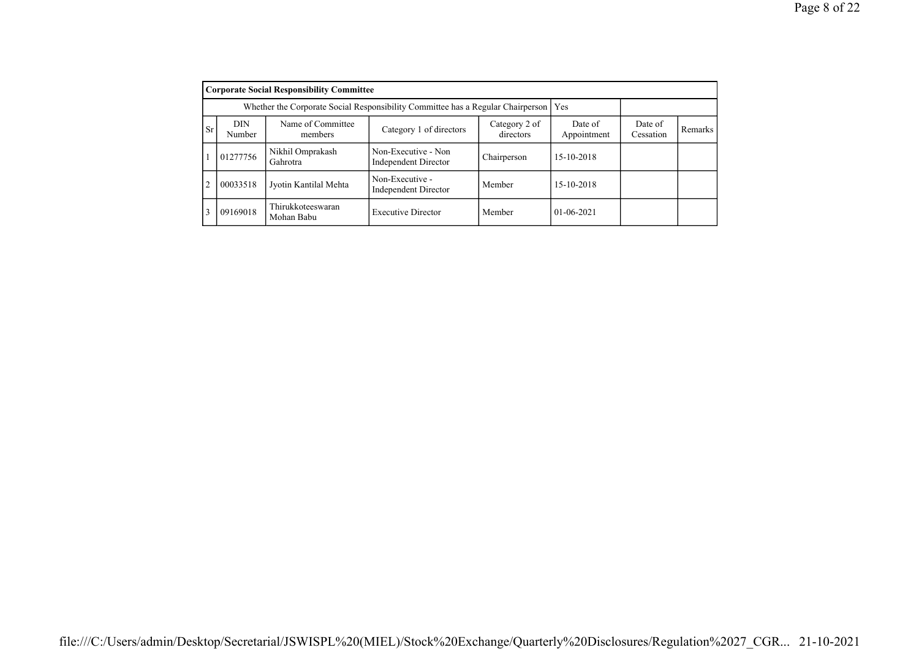| Corporate Social Responsibility Committee | | | | | | | |
|---|---|---|---|---|---|---|---|
| Whether the Corporate Social Responsibility Committee has a Regular Chairperson | | | | | Yes | | |
| Sr | DIN Number | Name of Committee members | Category 1 of directors | Category 2 of directors | Date of Appointment | Date of Cessation | Remarks |
| 1 | 01277756 | Nikhil Omprakash Gahrotra | Non-Executive - Non Independent Director | Chairperson | 15-10-2018 | | |
| 2 | 00033518 | Jyotin Kantilal Mehta | Non-Executive - Independent Director | Member | 15-10-2018 | | |
| 3 | 09169018 | Thirukkoteeswaran Mohan Babu | Executive Director | Member | 01-06-2021 | | |

file:///C:/Users/admin/Desktop/Secretarial/JSWISPL%20(MIEL)/Stock%20Exchange/Quarterly%20Disclosures/Regulation%2027_CGR... 21-10-2021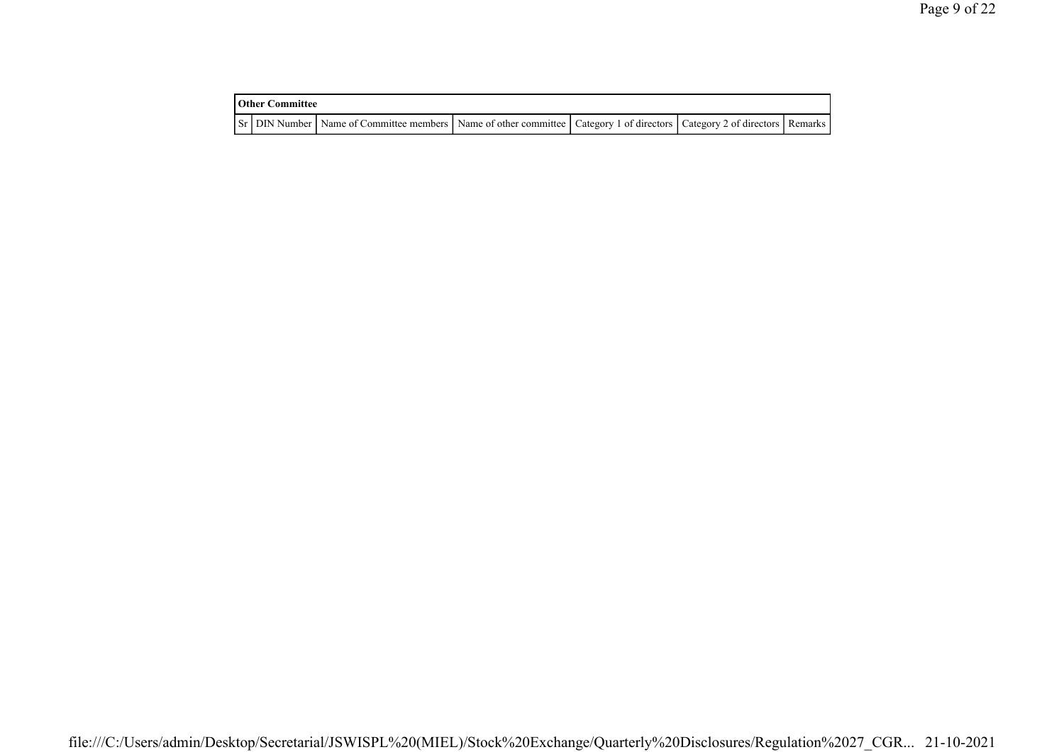| Other Committee | | | | | | |
|---|---|---|---|---|---|---|
| Sr | DIN Number | Name of Committee members | Name of other committee | Category 1 of directors | Category 2 of directors | Remarks |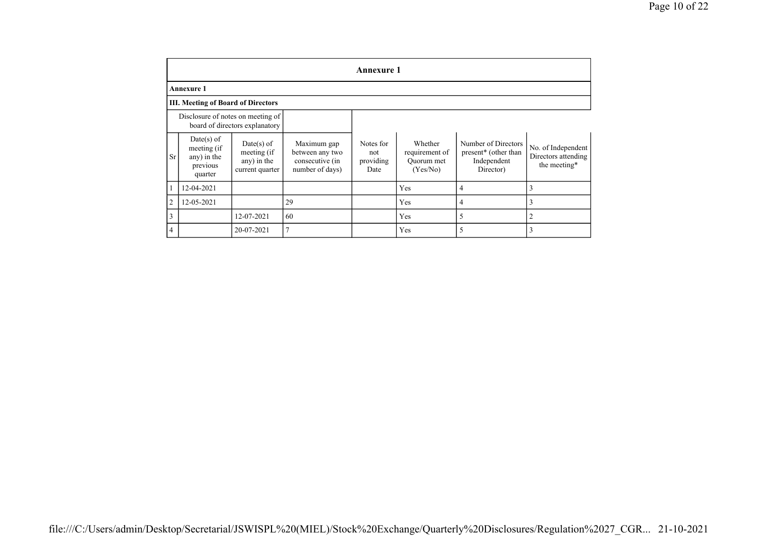| Annexure 1 | | | | | | | |
|---|---|---|---|---|---|---|---|
| **Annexure 1** | | | | | | | |
| **III. Meeting of Board of Directors** | | | | | | | |
| Disclosure of notes on meeting of board of directors explanatory | | | | | | | |
| Sr | Date(s) of meeting (if any) in the previous quarter | Date(s) of meeting (if any) in the current quarter | Maximum gap between any two consecutive (in number of days) | Notes for not providing Date | Whether requirement of Quorum met (Yes/No) | Number of Directors present* (other than Independent Director) | No. of Independent Directors attending the meeting* |
| 1 | 12-04-2021 | | | | Yes | 4 | 3 |
| 2 | 12-05-2021 | | 29 | | Yes | 4 | 3 |
| 3 | | 12-07-2021 | 60 | | Yes | 5 | 2 |
| 4 | | 20-07-2021 | 7 | | Yes | 5 | 3 |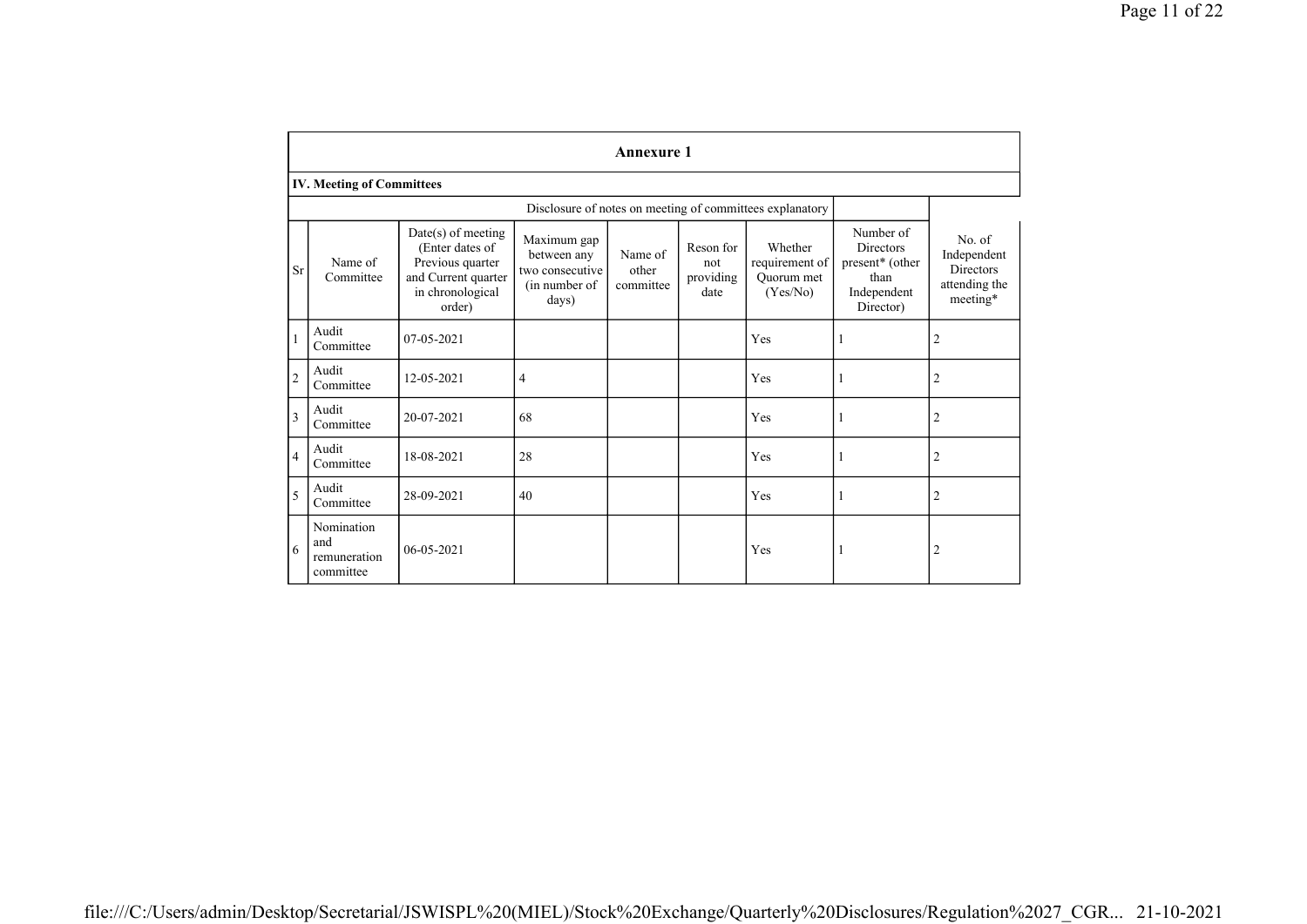| Annexure 1 | | | | | | | | |
|---|---|---|---|---|---|---|---|---|
| **IV. Meeting of Committees** | | | | | | | | |
| Disclosure of notes on meeting of committees explanatory | | | | | | | | |
| Sr | Name of Committee | Date(s) of meeting (Enter dates of Previous quarter and Current quarter in chronological order) | Maximum gap between any two consecutive (in number of days) | Name of other committee | Reson for not providing date | Whether requirement of Quorum met (Yes/No) | Number of Directors present* (other than Independent Director) | No. of Independent Directors attending the meeting* |
| 1 | Audit Committee | 07-05-2021 | | | | Yes | 1 | 2 |
| 2 | Audit Committee | 12-05-2021 | 4 | | | Yes | 1 | 2 |
| 3 | Audit Committee | 20-07-2021 | 68 | | | Yes | 1 | 2 |
| 4 | Audit Committee | 18-08-2021 | 28 | | | Yes | 1 | 2 |
| 5 | Audit Committee | 28-09-2021 | 40 | | | Yes | 1 | 2 |
| 6 | Nomination and remuneration committee | 06-05-2021 | | | | Yes | 1 | 2 |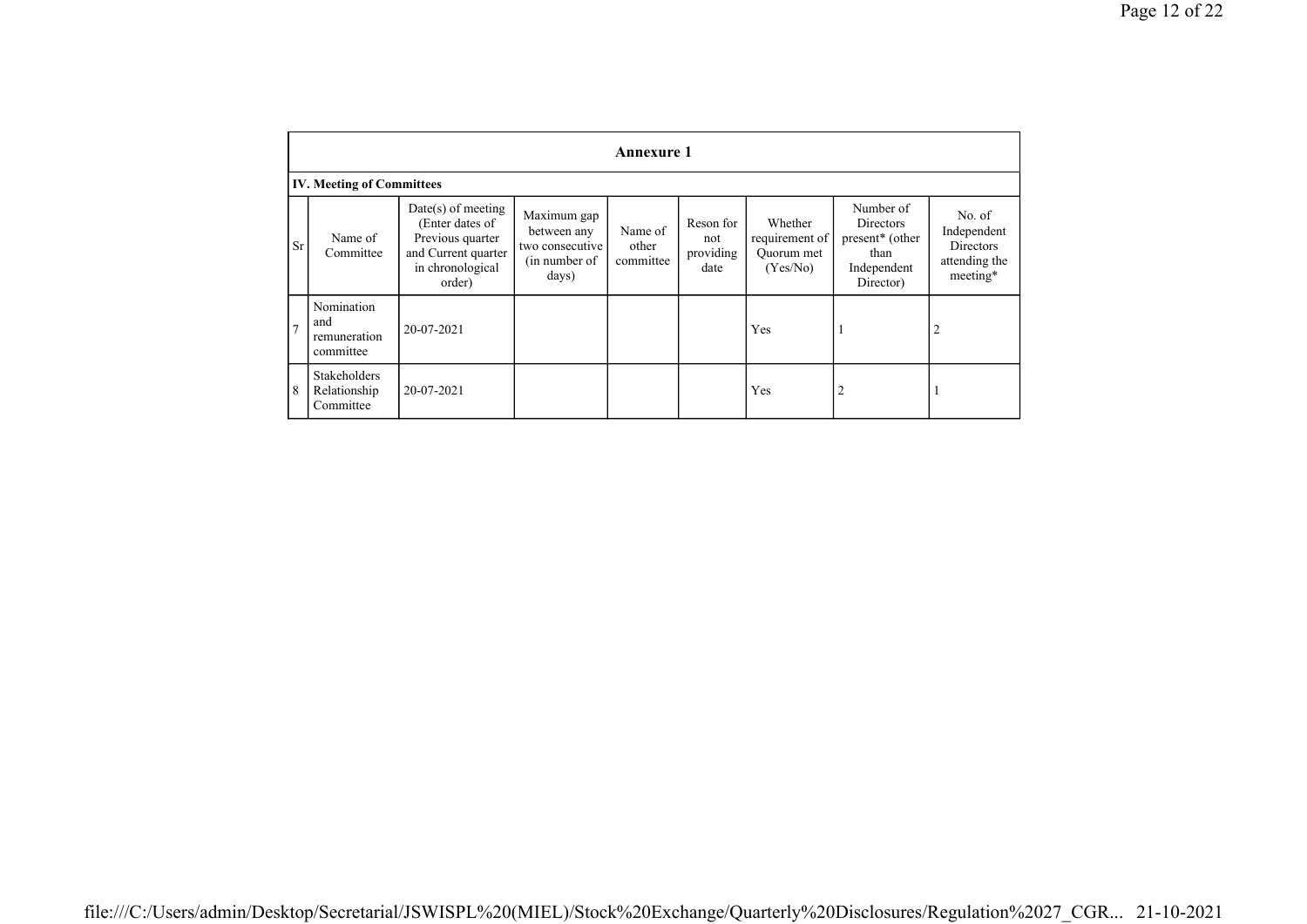| Annexure 1 | | | | | | | | |
|---|---|---|---|---|---|---|---|---|
| **IV. Meeting of Committees** | | | | | | | | |
| Sr | Name of Committee | Date(s) of meeting (Enter dates of Previous quarter and Current quarter in chronological order) | Maximum gap between any two consecutive (in number of days) | Name of other committee | Reson for not providing date | Whether requirement of Quorum met (Yes/No) | Number of Directors present* (other than Independent Director) | No. of Independent Directors attending the meeting* |
| 7 | Nomination and remuneration committee | 20-07-2021 | | | | Yes | 1 | 2 |
| 8 | Stakeholders Relationship Committee | 20-07-2021 | | | | Yes | 2 | 1 |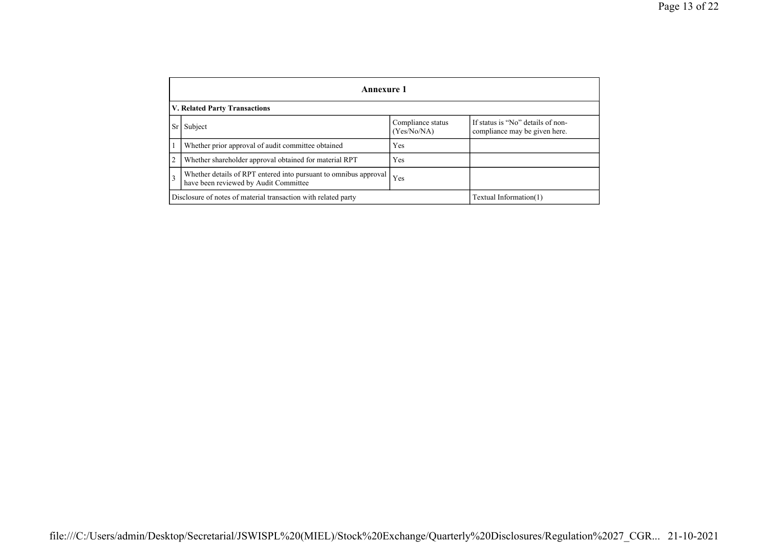| Annexure 1 | | | |
|---|---|---|---|
| **V. Related Party Transactions** | | | |
| Sr | Subject | Compliance status (Yes/No/NA) | If status is "No" details of non-compliance may be given here. |
| 1 | Whether prior approval of audit committee obtained | Yes | |
| 2 | Whether shareholder approval obtained for material RPT | Yes | |
| 3 | Whether details of RPT entered into pursuant to omnibus approval have been reviewed by Audit Committee | Yes | |
| Disclosure of notes of material transaction with related party | | | Textual Information(1) |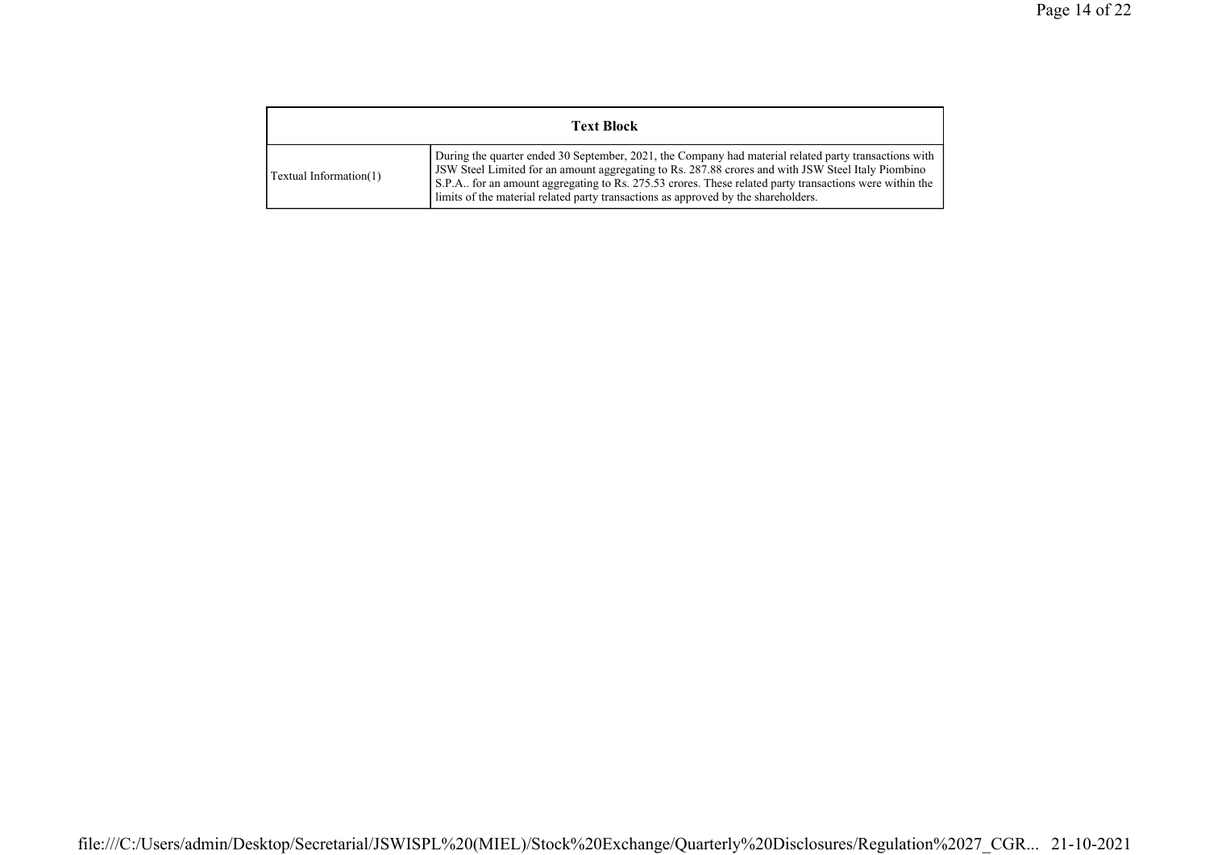| Text Block | |
|---|---|
| Textual Information(1) | During the quarter ended 30 September, 2021, the Company had material related party transactions with JSW Steel Limited for an amount aggregating to Rs. 287.88 crores and with JSW Steel Italy Piombino S.P.A.. for an amount aggregating to Rs. 275.53 crores. These related party transactions were within the limits of the material related party transactions as approved by the shareholders. |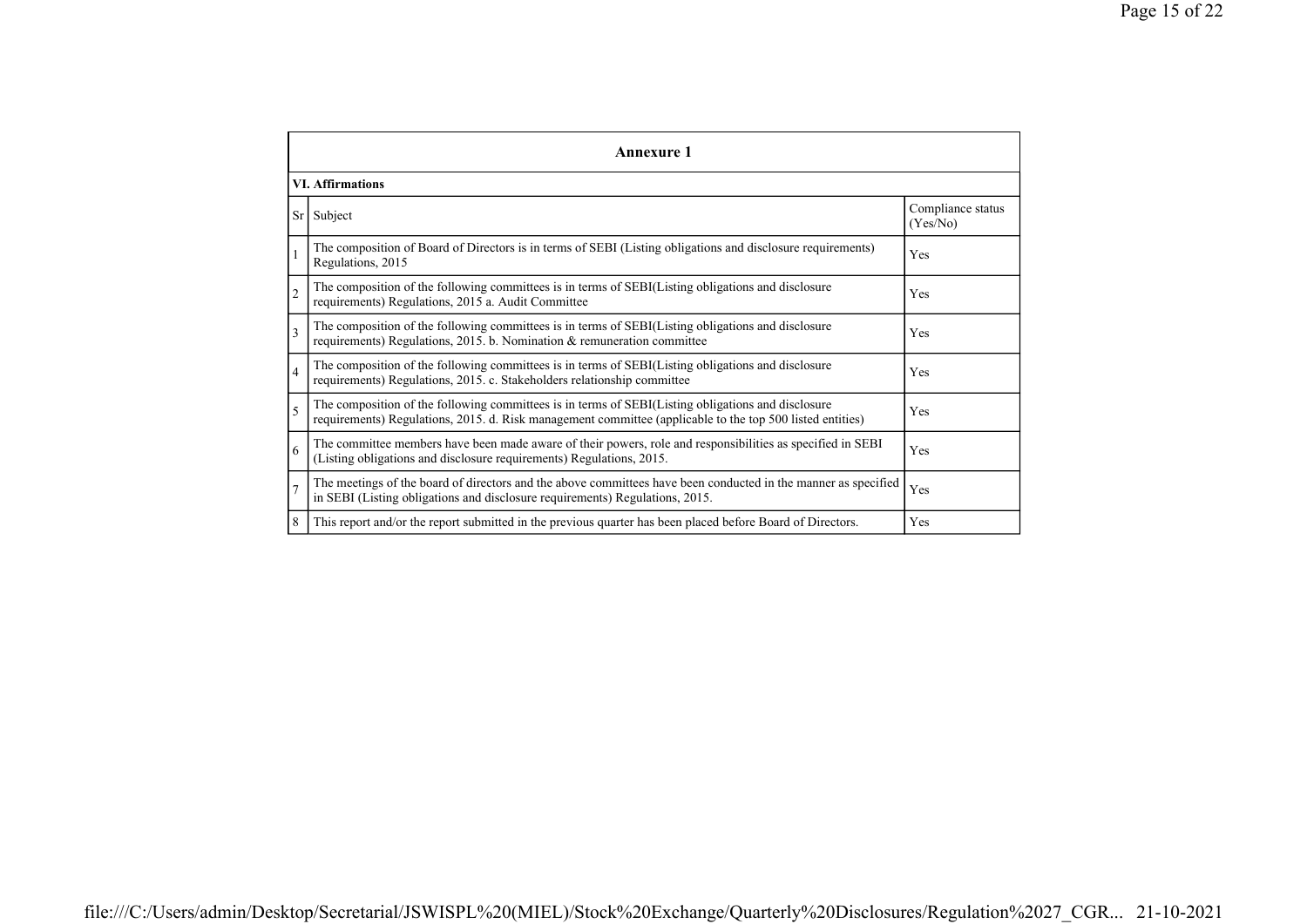## Annexure 1

### VI. Affirmations

| Sr | Subject | Compliance status (Yes/No) |
|---|---|---|
| 1 | The composition of Board of Directors is in terms of SEBI (Listing obligations and disclosure requirements) Regulations, 2015 | Yes |
| 2 | The composition of the following committees is in terms of SEBI(Listing obligations and disclosure requirements) Regulations, 2015 a. Audit Committee | Yes |
| 3 | The composition of the following committees is in terms of SEBI(Listing obligations and disclosure requirements) Regulations, 2015. b. Nomination & remuneration committee | Yes |
| 4 | The composition of the following committees is in terms of SEBI(Listing obligations and disclosure requirements) Regulations, 2015. c. Stakeholders relationship committee | Yes |
| 5 | The composition of the following committees is in terms of SEBI(Listing obligations and disclosure requirements) Regulations, 2015. d. Risk management committee (applicable to the top 500 listed entities) | Yes |
| 6 | The committee members have been made aware of their powers, role and responsibilities as specified in SEBI (Listing obligations and disclosure requirements) Regulations, 2015. | Yes |
| 7 | The meetings of the board of directors and the above committees have been conducted in the manner as specified in SEBI (Listing obligations and disclosure requirements) Regulations, 2015. | Yes |
| 8 | This report and/or the report submitted in the previous quarter has been placed before Board of Directors. | Yes |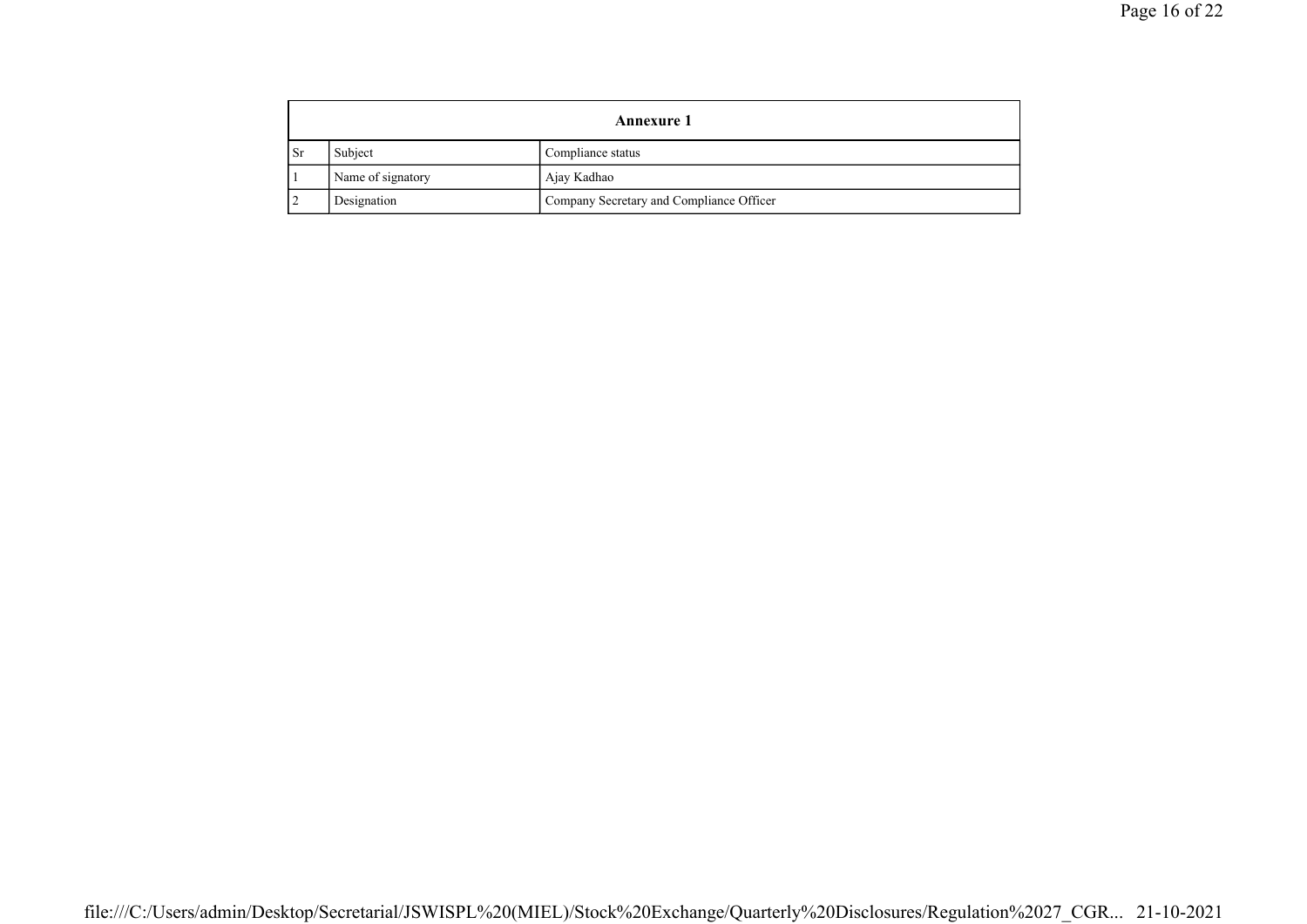| Annexure 1 | | |
|---|---|---|
| Sr | Subject | Compliance status |
| 1 | Name of signatory | Ajay Kadhao |
| 2 | Designation | Company Secretary and Compliance Officer |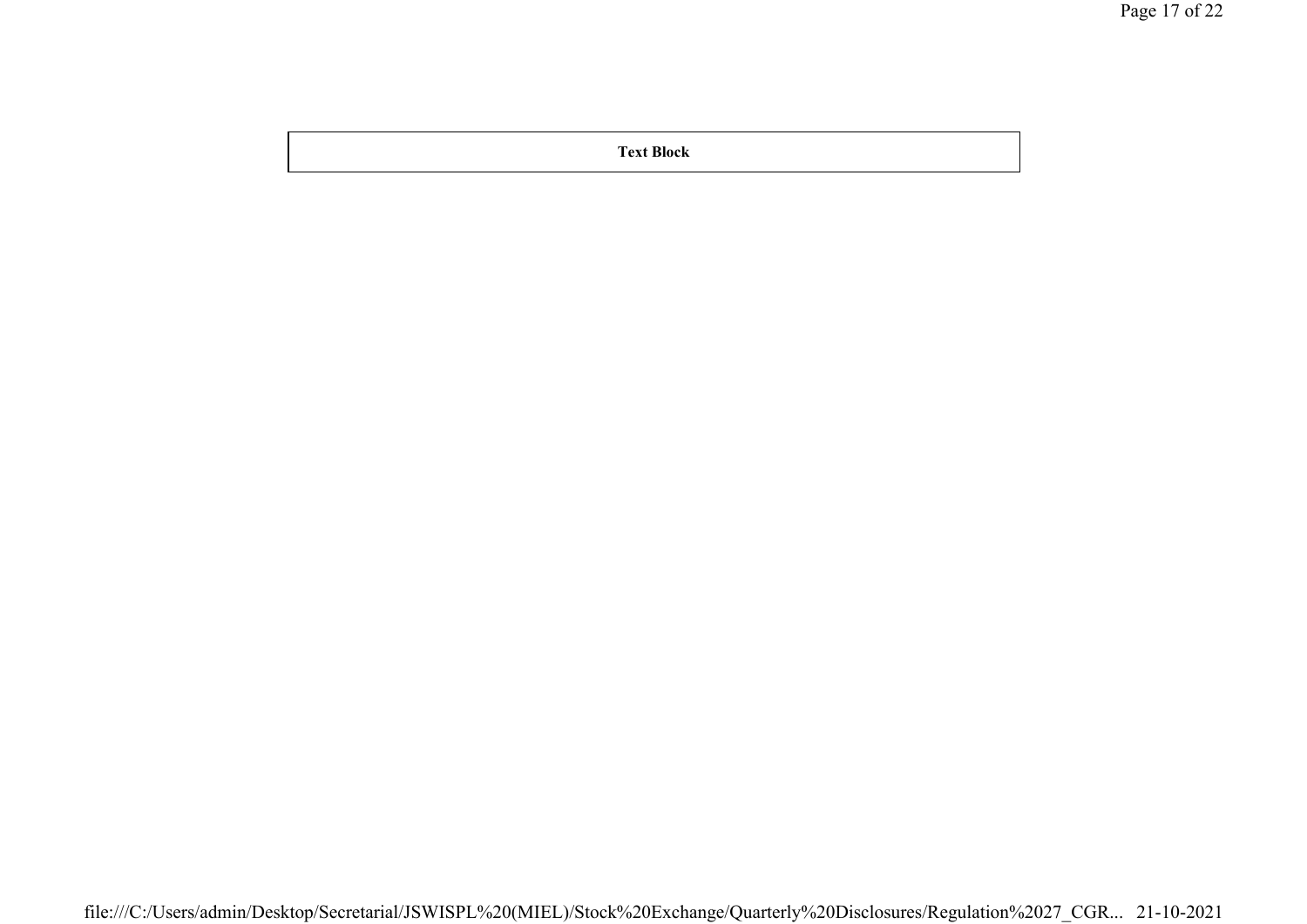| Text Block |
| --- |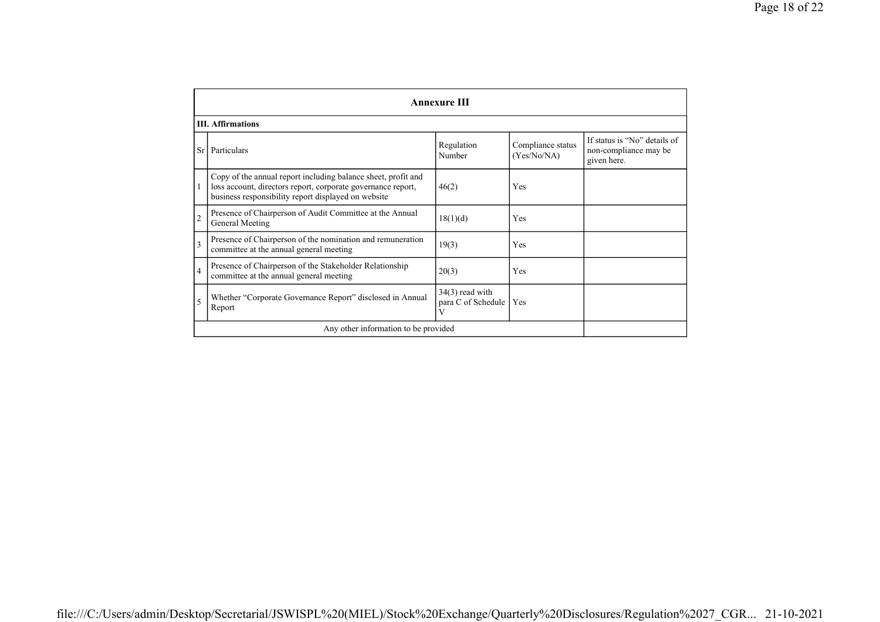## Annexure III

**III. Affirmations**

| Sr | Particulars | Regulation Number | Compliance status (Yes/No/NA) | If status is "No" details of non-compliance may be given here. |
|---|---|---|---|---|
| 1 | Copy of the annual report including balance sheet, profit and loss account, directors report, corporate governance report, business responsibility report displayed on website | 46(2) | Yes | |
| 2 | Presence of Chairperson of Audit Committee at the Annual General Meeting | 18(1)(d) | Yes | |
| 3 | Presence of Chairperson of the nomination and remuneration committee at the annual general meeting | 19(3) | Yes | |
| 4 | Presence of Chairperson of the Stakeholder Relationship committee at the annual general meeting | 20(3) | Yes | |
| 5 | Whether "Corporate Governance Report" disclosed in Annual Report | 34(3) read with para C of Schedule V | Yes | |
| | Any other information to be provided | | | |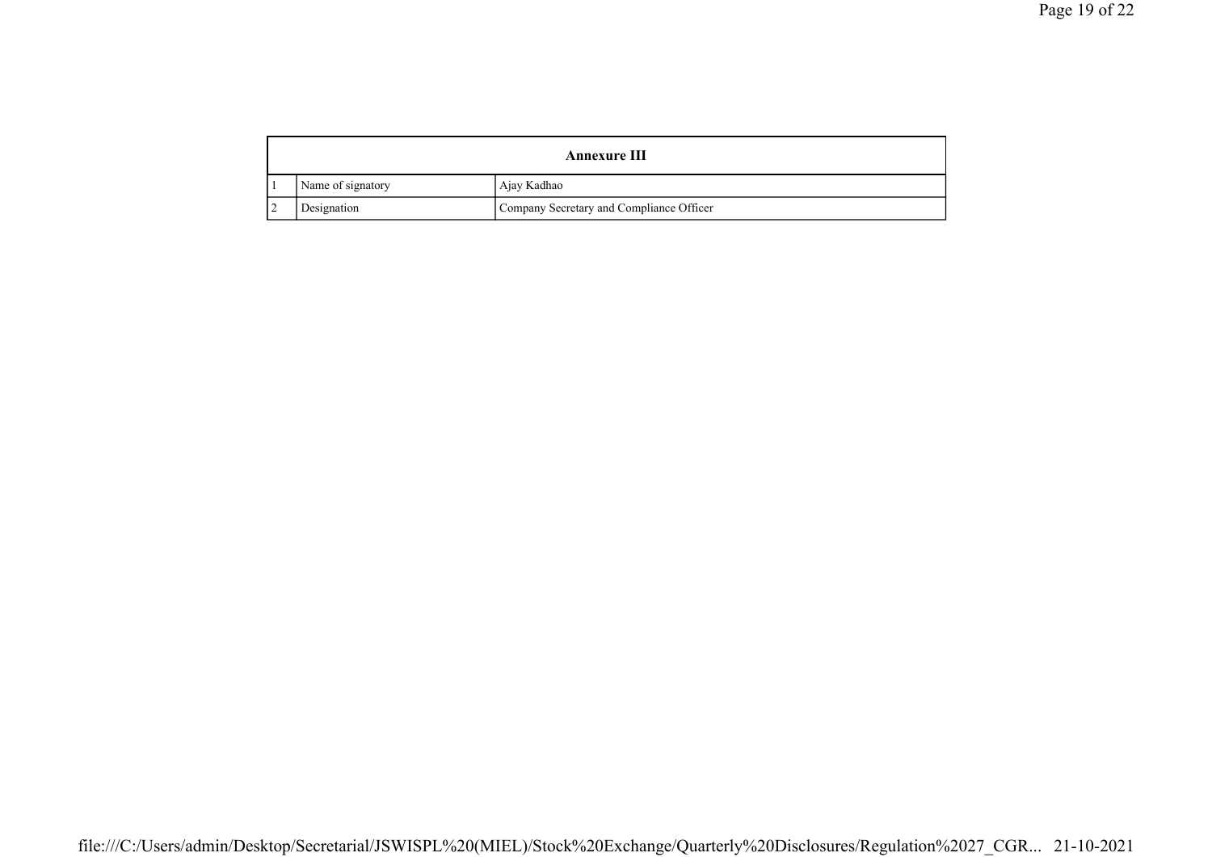| Annexure III | | |
|---|---|---|
| 1 | Name of signatory | Ajay Kadhao |
| 2 | Designation | Company Secretary and Compliance Officer |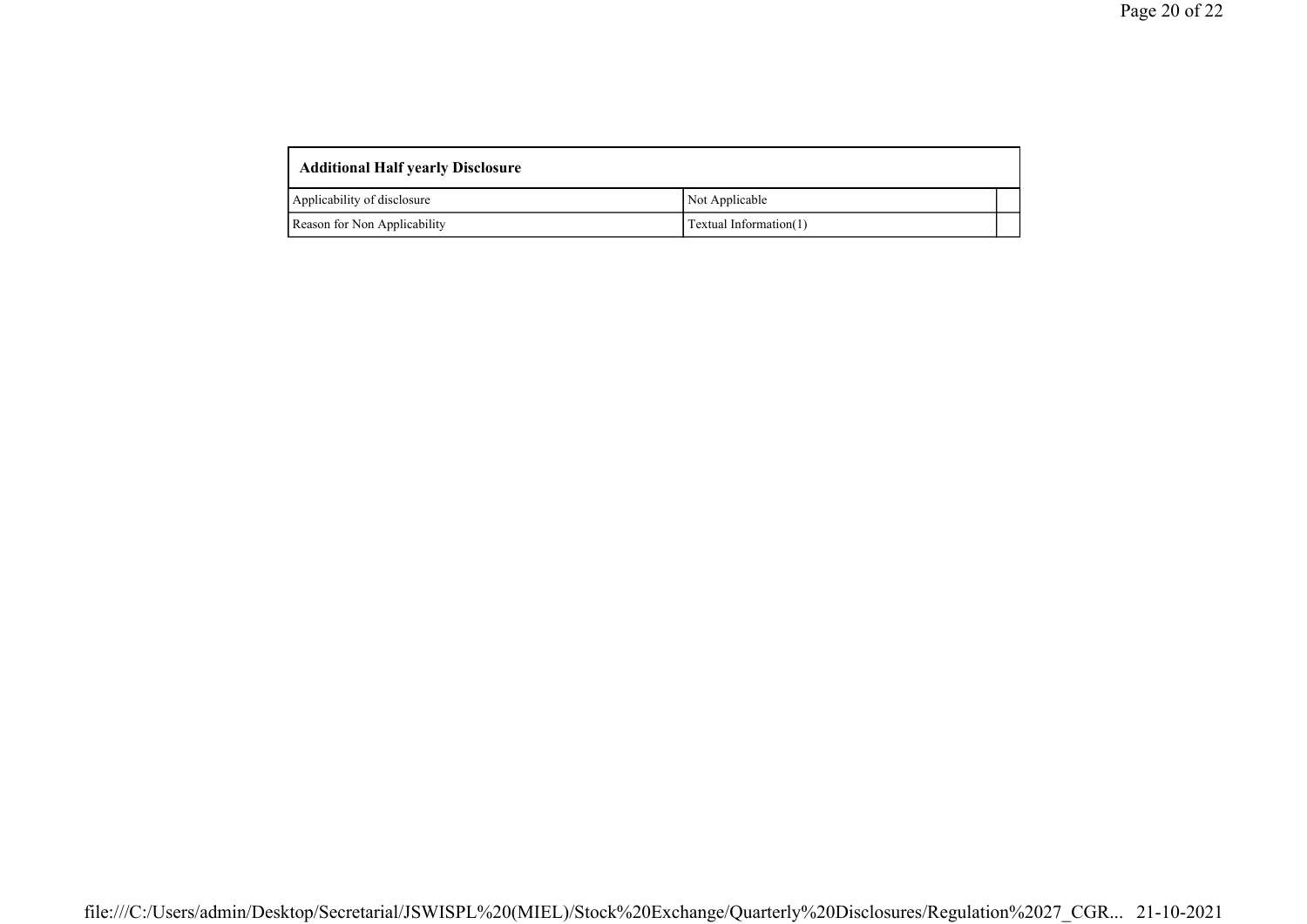| Additional Half yearly Disclosure | | |
|---|---|---|
| Applicability of disclosure | Not Applicable | |
| Reason for Non Applicability | Textual Information(1) | |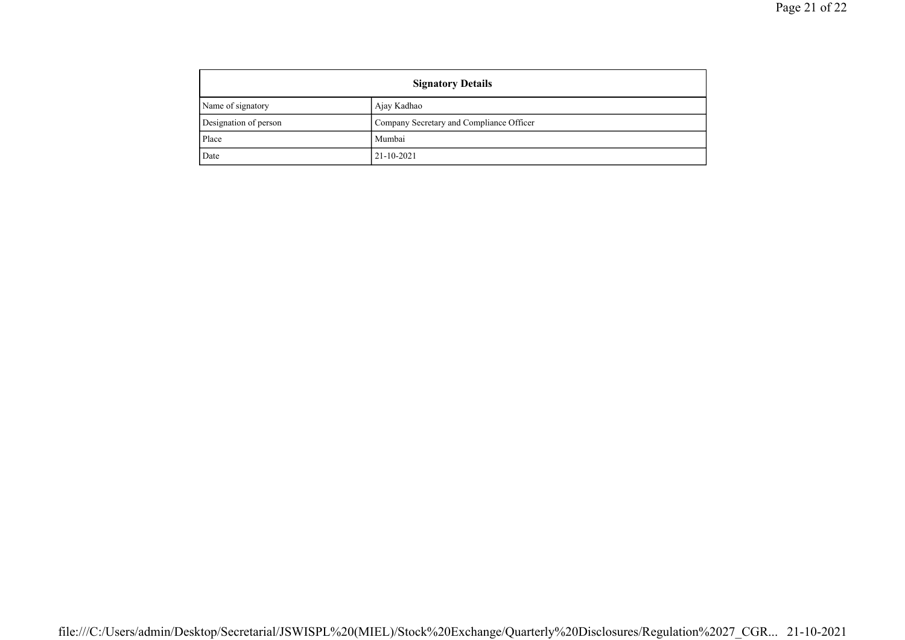| Signatory Details | |
|---|---|
| Name of signatory | Ajay Kadhao |
| Designation of person | Company Secretary and Compliance Officer |
| Place | Mumbai |
| Date | 21-10-2021 |